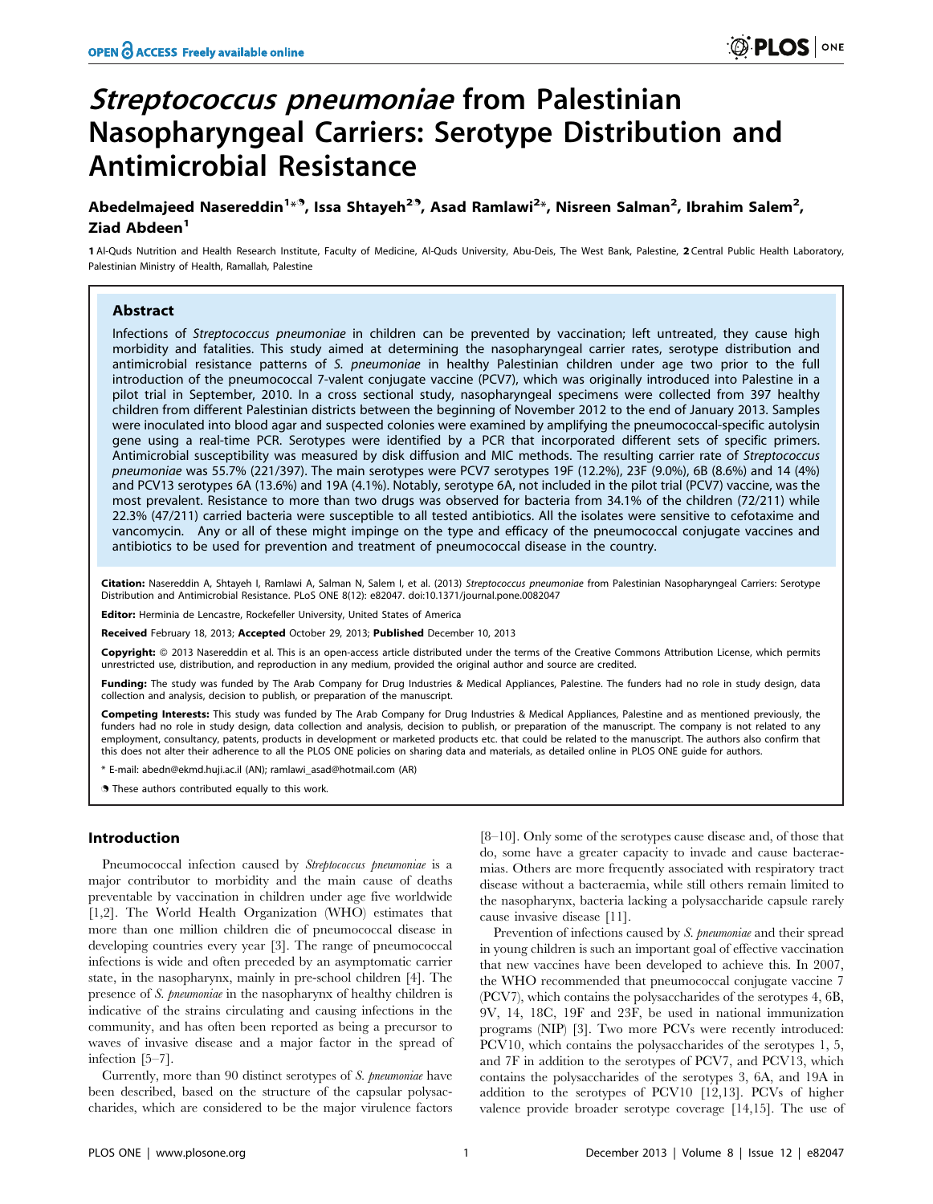# *Streptococcus pneumoniae* from Palestinian Nasopharyngeal Carriers: Serotype Distribution and Antimicrobial Resistance

**Abedelmajeed Nasereddin[1]*[9], Issa Shtayeh[2][9], Asad Ramlawi[2]*, Nisreen Salman[2], Ibrahim Salem[2], Ziad Abdeen[1]**

1 Al-Quds Nutrition and Health Research Institute, Faculty of Medicine, Al-Quds University, Abu-Deis, The West Bank, Palestine, 2 Central Public Health Laboratory, Palestinian Ministry of Health, Ramallah, Palestine

## Abstract

Infections of *Streptococcus pneumoniae* in children can be prevented by vaccination; left untreated, they cause high morbidity and fatalities. This study aimed at determining the nasopharyngeal carrier rates, serotype distribution and antimicrobial resistance patterns of *S. pneumoniae* in healthy Palestinian children under age two prior to the full introduction of the pneumococcal 7-valent conjugate vaccine (PCV7), which was originally introduced into Palestine in a pilot trial in September, 2010. In a cross sectional study, nasopharyngeal specimens were collected from 397 healthy children from different Palestinian districts between the beginning of November 2012 to the end of January 2013. Samples were inoculated into blood agar and suspected colonies were examined by amplifying the pneumococcal-specific autolysin gene using a real-time PCR. Serotypes were identified by a PCR that incorporated different sets of specific primers. Antimicrobial susceptibility was measured by disk diffusion and MIC methods. The resulting carrier rate of *Streptococcus pneumoniae* was 55.7% (221/397). The main serotypes were PCV7 serotypes 19F (12.2%), 23F (9.0%), 6B (8.6%) and 14 (4%) and PCV13 serotypes 6A (13.6%) and 19A (4.1%). Notably, serotype 6A, not included in the pilot trial (PCV7) vaccine, was the most prevalent. Resistance to more than two drugs was observed for bacteria from 34.1% of the children (72/211) while 22.3% (47/211) carried bacteria were susceptible to all tested antibiotics. All the isolates were sensitive to cefotaxime and vancomycin. Any or all of these might impinge on the type and efficacy of the pneumococcal conjugate vaccines and antibiotics to be used for prevention and treatment of pneumococcal disease in the country.

**Citation:** Nasereddin A, Shtayeh I, Ramlawi A, Salman N, Salem I, et al. (2013) *Streptococcus pneumoniae* from Palestinian Nasopharyngeal Carriers: Serotype Distribution and Antimicrobial Resistance. PLoS ONE 8(12): e82047. doi:10.1371/journal.pone.0082047

**Editor:** Herminia de Lencastre, Rockefeller University, United States of America

**Received** February 18, 2013; **Accepted** October 29, 2013; **Published** December 10, 2013

**Copyright:** © 2013 Nasereddin et al. This is an open-access article distributed under the terms of the Creative Commons Attribution License, which permits unrestricted use, distribution, and reproduction in any medium, provided the original author and source are credited.

**Funding:** The study was funded by The Arab Company for Drug Industries & Medical Appliances, Palestine. The funders had no role in study design, data collection and analysis, decision to publish, or preparation of the manuscript.

**Competing Interests:** This study was funded by The Arab Company for Drug Industries & Medical Appliances, Palestine and as mentioned previously, the funders had no role in study design, data collection and analysis, decision to publish, or preparation of the manuscript. The company is not related to any employment, consultancy, patents, products in development or marketed products etc. that could be related to the manuscript. The authors also confirm that this does not alter their adherence to all the PLOS ONE policies on sharing data and materials, as detailed online in PLOS ONE guide for authors.

* E-mail: abedn@ekmd.huji.ac.il (AN); ramlawi_asad@hotmail.com (AR)

[9] These authors contributed equally to this work.

## Introduction

Pneumococcal infection caused by *Streptococcus pneumoniae* is a major contributor to morbidity and the main cause of deaths preventable by vaccination in children under age five worldwide [1,2]. The World Health Organization (WHO) estimates that more than one million children die of pneumococcal disease in developing countries every year [3]. The range of pneumococcal infections is wide and often preceded by an asymptomatic carrier state, in the nasopharynx, mainly in pre-school children [4]. The presence of *S. pneumoniae* in the nasopharynx of healthy children is indicative of the strains circulating and causing infections in the community, and has often been reported as being a precursor to waves of invasive disease and a major factor in the spread of infection [5–7].

Currently, more than 90 distinct serotypes of *S. pneumoniae* have been described, based on the structure of the capsular polysaccharides, which are considered to be the major virulence factors [8–10]. Only some of the serotypes cause disease and, of those that do, some have a greater capacity to invade and cause bacteraemias. Others are more frequently associated with respiratory tract disease without a bacteraemia, while still others remain limited to the nasopharynx, bacteria lacking a polysaccharide capsule rarely cause invasive disease [11].

Prevention of infections caused by *S. pneumoniae* and their spread in young children is such an important goal of effective vaccination that new vaccines have been developed to achieve this. In 2007, the WHO recommended that pneumococcal conjugate vaccine 7 (PCV7), which contains the polysaccharides of the serotypes 4, 6B, 9V, 14, 18C, 19F and 23F, be used in national immunization programs (NIP) [3]. Two more PCVs were recently introduced: PCV10, which contains the polysaccharides of the serotypes 1, 5, and 7F in addition to the serotypes of PCV7, and PCV13, which contains the polysaccharides of the serotypes 3, 6A, and 19A in addition to the serotypes of PCV10 [12,13]. PCVs of higher valence provide broader serotype coverage [14,15]. The use of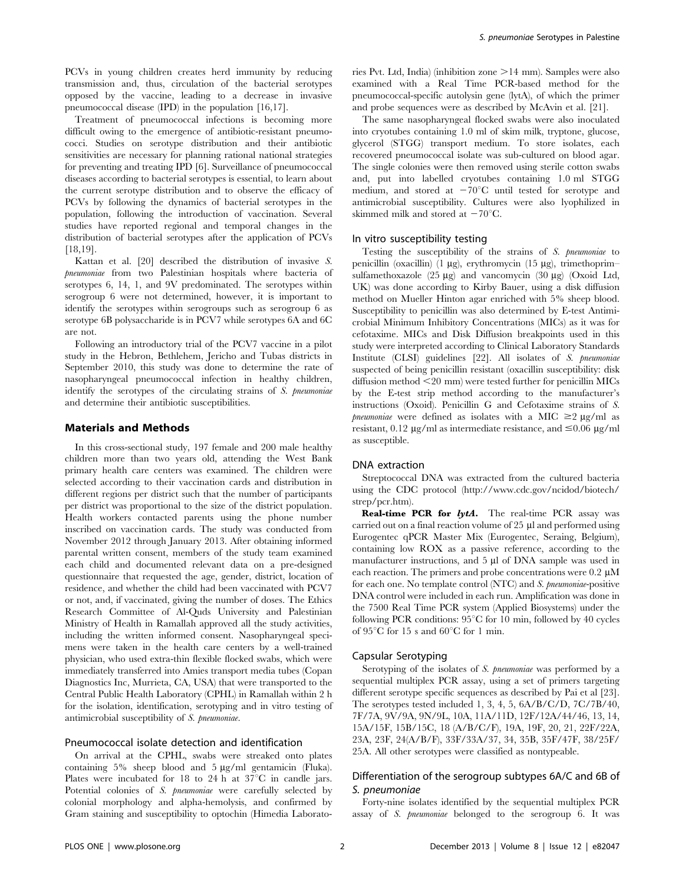PCVs in young children creates herd immunity by reducing transmission and, thus, circulation of the bacterial serotypes opposed by the vaccine, leading to a decrease in invasive pneumococcal disease (IPD) in the population [16,17].

Treatment of pneumococcal infections is becoming more difficult owing to the emergence of antibiotic-resistant pneumococci. Studies on serotype distribution and their antibiotic sensitivities are necessary for planning rational national strategies for preventing and treating IPD [6]. Surveillance of pneumococcal diseases according to bacterial serotypes is essential, to learn about the current serotype distribution and to observe the efficacy of PCVs by following the dynamics of bacterial serotypes in the population, following the introduction of vaccination. Several studies have reported regional and temporal changes in the distribution of bacterial serotypes after the application of PCVs [18,19].

Kattan et al. [20] described the distribution of invasive *S. pneumoniae* from two Palestinian hospitals where bacteria of serotypes 6, 14, 1, and 9V predominated. The serotypes within serogroup 6 were not determined, however, it is important to identify the serotypes within serogroups such as serogroup 6 as serotype 6B polysaccharide is in PCV7 while serotypes 6A and 6C are not.

Following an introductory trial of the PCV7 vaccine in a pilot study in the Hebron, Bethlehem, Jericho and Tubas districts in September 2010, this study was done to determine the rate of nasopharyngeal pneumococcal infection in healthy children, identify the serotypes of the circulating strains of *S. pneumoniae* and determine their antibiotic susceptibilities.

## Materials and Methods

In this cross-sectional study, 197 female and 200 male healthy children more than two years old, attending the West Bank primary health care centers was examined. The children were selected according to their vaccination cards and distribution in different regions per district such that the number of participants per district was proportional to the size of the district population. Health workers contacted parents using the phone number inscribed on vaccination cards. The study was conducted from November 2012 through January 2013. After obtaining informed parental written consent, members of the study team examined each child and documented relevant data on a pre-designed questionnaire that requested the age, gender, district, location of residence, and whether the child had been vaccinated with PCV7 or not, and, if vaccinated, giving the number of doses. The Ethics Research Committee of Al-Quds University and Palestinian Ministry of Health in Ramallah approved all the study activities, including the written informed consent. Nasopharyngeal specimens were taken in the health care centers by a well-trained physician, who used extra-thin flexible flocked swabs, which were immediately transferred into Amies transport media tubes (Copan Diagnostics Inc, Murrieta, CA, USA) that were transported to the Central Public Health Laboratory (CPHL) in Ramallah within 2 h for the isolation, identification, serotyping and in vitro testing of antimicrobial susceptibility of *S. pneumoniae*.

### Pneumococcal isolate detection and identification

On arrival at the CPHL, swabs were streaked onto plates containing 5% sheep blood and 5 μg/ml gentamicin (Fluka). Plates were incubated for 18 to 24 h at 37°C in candle jars. Potential colonies of *S. pneumoniae* were carefully selected by colonial morphology and alpha-hemolysis, and confirmed by Gram staining and susceptibility to optochin (Himedia Laboratories Pvt. Ltd, India) (inhibition zone >14 mm). Samples were also examined with a Real Time PCR-based method for the pneumococcal-specific autolysin gene (lytA), of which the primer and probe sequences were as described by McAvin et al. [21].

The same nasopharyngeal flocked swabs were also inoculated into cryotubes containing 1.0 ml of skim milk, tryptone, glucose, glycerol (STGG) transport medium. To store isolates, each recovered pneumococcal isolate was sub-cultured on blood agar. The single colonies were then removed using sterile cotton swabs and, put into labelled cryotubes containing 1.0 ml STGG medium, and stored at −70°C until tested for serotype and antimicrobial susceptibility. Cultures were also lyophilized in skimmed milk and stored at −70°C.

### In vitro susceptibility testing

Testing the susceptibility of the strains of *S. pneumoniae* to penicillin (oxacillin) (1 μg), erythromycin (15 μg), trimethoprim–sulfamethoxazole (25 μg) and vancomycin (30 μg) (Oxoid Ltd, UK) was done according to Kirby Bauer, using a disk diffusion method on Mueller Hinton agar enriched with 5% sheep blood. Susceptibility to penicillin was also determined by E-test Antimicrobial Minimum Inhibitory Concentrations (MICs) as it was for cefotaxime. MICs and Disk Diffusion breakpoints used in this study were interpreted according to Clinical Laboratory Standards Institute (CLSI) guidelines [22]. All isolates of *S. pneumoniae* suspected of being penicillin resistant (oxacillin susceptibility: disk diffusion method <20 mm) were tested further for penicillin MICs by the E-test strip method according to the manufacturer's instructions (Oxoid). Penicillin G and Cefotaxime strains of *S. pneumoniae* were defined as isolates with a MIC ≥2 μg/ml as resistant, 0.12 μg/ml as intermediate resistance, and ≤0.06 μg/ml as susceptible.

### DNA extraction

Streptococcal DNA was extracted from the cultured bacteria using the CDC protocol (http://www.cdc.gov/ncidod/biotech/strep/pcr.htm).

**Real-time PCR for *lytA*.** The real-time PCR assay was carried out on a final reaction volume of 25 μl and performed using Eurogentec qPCR Master Mix (Eurogentec, Seraing, Belgium), containing low ROX as a passive reference, according to the manufacturer instructions, and 5 μl of DNA sample was used in each reaction. The primers and probe concentrations were 0.2 μM for each one. No template control (NTC) and *S. pneumoniae*-positive DNA control were included in each run. Amplification was done in the 7500 Real Time PCR system (Applied Biosystems) under the following PCR conditions: 95°C for 10 min, followed by 40 cycles of 95°C for 15 s and 60°C for 1 min.

### Capsular Serotyping

Serotyping of the isolates of *S. pneumoniae* was performed by a sequential multiplex PCR assay, using a set of primers targeting different serotype specific sequences as described by Pai et al [23]. The serotypes tested included 1, 3, 4, 5, 6A/B/C/D, 7C/7B/40, 7F/7A, 9V/9A, 9N/9L, 10A, 11A/11D, 12F/12A/44/46, 13, 14, 15A/15F, 15B/15C, 18 (A/B/C/F), 19A, 19F, 20, 21, 22F/22A, 23A, 23F, 24(A/B/F), 33F/33A/37, 34, 35B, 35F/47F, 38/25F/25A. All other serotypes were classified as nontypeable.

### Differentiation of the serogroup subtypes 6A/C and 6B of *S. pneumoniae*

Forty-nine isolates identified by the sequential multiplex PCR assay of *S. pneumoniae* belonged to the serogroup 6. It was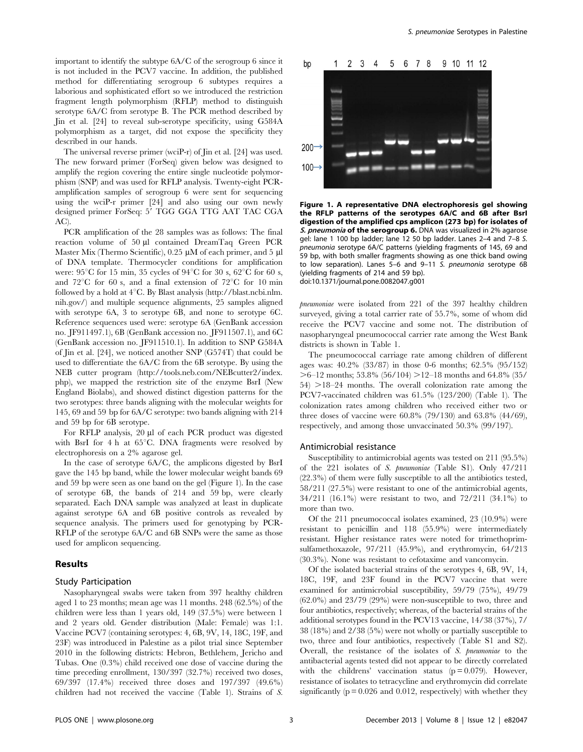important to identify the subtype 6A/C of the serogroup 6 since it is not included in the PCV7 vaccine. In addition, the published method for differentiating serogroup 6 subtypes requires a laborious and sophisticated effort so we introduced the restriction fragment length polymorphism (RFLP) method to distinguish serotype 6A/C from serotype B. The PCR method described by Jin et al. [24] to reveal sub-serotype specificity, using G584A polymorphism as a target, did not expose the specificity they described in our hands.

The universal reverse primer (wciP-r) of Jin et al. [24] was used. The new forward primer (ForSeq) given below was designed to amplify the region covering the entire single nucleotide polymorphism (SNP) and was used for RFLP analysis. Twenty-eight PCR-amplification samples of serogroup 6 were sent for sequencing using the wciP-r primer [24] and also using our own newly designed primer ForSeq: 5′ TGG GGA TTG AAT TAC CGA AC).

PCR amplification of the 28 samples was as follows: The final reaction volume of 50 µl contained DreamTaq Green PCR Master Mix (Thermo Scientific), 0.25 µM of each primer, and 5 µl of DNA template. Thermocycler conditions for amplification were: 95°C for 15 min, 35 cycles of 94°C for 30 s, 62°C for 60 s, and 72°C for 60 s, and a final extension of 72°C for 10 min followed by a hold at 4°C. By Blast analysis (http://blast.ncbi.nlm.nih.gov/) and multiple sequence alignments, 25 samples aligned with serotype 6A, 3 to serotype 6B, and none to serotype 6C. Reference sequences used were: serotype 6A (GenBank accession no. JF911497.1), 6B (GenBank accession no. JF911507.1), and 6C (GenBank accession no. JF911510.1). In addition to SNP G584A of Jin et al. [24], we noticed another SNP (G574T) that could be used to differentiate the 6A/C from the 6B serotype. By using the NEB cutter program (http://tools.neb.com/NEBcutter2/index.php), we mapped the restriction site of the enzyme BsrI (New England Biolabs), and showed distinct digestion patterns for the two serotypes: three bands aligning with the molecular weights for 145, 69 and 59 bp for 6A/C serotype: two bands aligning with 214 and 59 bp for 6B serotype.

For RFLP analysis, 20 µl of each PCR product was digested with BsrI for 4 h at 65°C. DNA fragments were resolved by electrophoresis on a 2% agarose gel.

In the case of serotype 6A/C, the amplicons digested by BsrI gave the 145 bp band, while the lower molecular weight bands 69 and 59 bp were seen as one band on the gel (Figure 1). In the case of serotype 6B, the bands of 214 and 59 bp, were clearly separated. Each DNA sample was analyzed at least in duplicate against serotype 6A and 6B positive controls as revealed by sequence analysis. The primers used for genotyping by PCR-RFLP of the serotype 6A/C and 6B SNPs were the same as those used for amplicon sequencing.

## Results

### Study Participation

Nasopharyngeal swabs were taken from 397 healthy children aged 1 to 23 months; mean age was 11 months. 248 (62.5%) of the children were less than 1 years old, 149 (37.5%) were between 1 and 2 years old. Gender distribution (Male: Female) was 1:1. Vaccine PCV7 (containing serotypes: 4, 6B, 9V, 14, 18C, 19F, and 23F) was introduced in Palestine as a pilot trial since September 2010 in the following districts: Hebron, Bethlehem, Jericho and Tubas. One (0.3%) child received one dose of vaccine during the time preceding enrollment, 130/397 (32.7%) received two doses, 69/397 (17.4%) received three doses and 197/397 (49.6%) children had not received the vaccine (Table 1). Strains of *S. pneumoniae* were isolated from 221 of the 397 healthy children surveyed, giving a total carrier rate of 55.7%, some of whom did receive the PCV7 vaccine and some not. The distribution of nasopharyngeal pneumococcal carrier rate among the West Bank districts is shown in Table 1.

**Figure 1. A representative DNA electrophoresis gel showing the RFLP patterns of the serotypes 6A/C and 6B after BsrI digestion of the amplified cps amplicon (273 bp) for isolates of *S. pneumonia* of the serogroup 6.** DNA was visualized in 2% agarose gel: lane 1 100 bp ladder; lane 12 50 bp ladder. Lanes 2–4 and 7–8 *S. pneumonia* serotype 6A/C patterns (yielding fragments of 145, 69 and 59 bp, with both smaller fragments showing as one thick band owing to low separation). Lanes 5–6 and 9–11 *S. pneumonia* serotype 6B (yielding fragments of 214 and 59 bp).
doi:10.1371/journal.pone.0082047.g001

The pneumococcal carriage rate among children of different ages was: 40.2% (33/87) in those 0-6 months; 62.5% (95/152) >6–12 months; 53.8% (56/104) >12–18 months and 64.8% (35/54) >18–24 months. The overall colonization rate among the PCV7-vaccinated children was 61.5% (123/200) (Table 1). The colonization rates among children who received either two or three doses of vaccine were 60.8% (79/130) and 63.8% (44/69), respectively, and among those unvaccinated 50.3% (99/197).

### Antimicrobial resistance

Susceptibility to antimicrobial agents was tested on 211 (95.5%) of the 221 isolates of *S. pneumoniae* (Table S1). Only 47/211 (22.3%) of them were fully susceptible to all the antibiotics tested, 58/211 (27.5%) were resistant to one of the antimicrobial agents, 34/211 (16.1%) were resistant to two, and 72/211 (34.1%) to more than two.

Of the 211 pneumococcal isolates examined, 23 (10.9%) were resistant to penicillin and 118 (55.9%) were intermediately resistant. Higher resistance rates were noted for trimethoprim-sulfamethoxazole, 97/211 (45.9%), and erythromycin, 64/213 (30.3%). None was resistant to cefotaxime and vancomycin.

Of the isolated bacterial strains of the serotypes 4, 6B, 9V, 14, 18C, 19F, and 23F found in the PCV7 vaccine that were examined for antimicrobial susceptibility, 59/79 (75%), 49/79 (62.0%) and 23/79 (29%) were non-susceptible to two, three and four antibiotics, respectively; whereas, of the bacterial strains of the additional serotypes found in the PCV13 vaccine, 14/38 (37%), 7/38 (18%) and 2/38 (5%) were not wholly or partially susceptible to two, three and four antibiotics, respectively (Table S1 and S2). Overall, the resistance of the isolates of *S. pneumoniae* to the antibacterial agents tested did not appear to be directly correlated with the childrens' vaccination status ($p = 0.079$). However, resistance of isolates to tetracycline and erythromycin did correlate significantly ($p = 0.026$ and $0.012$, respectively) with whether they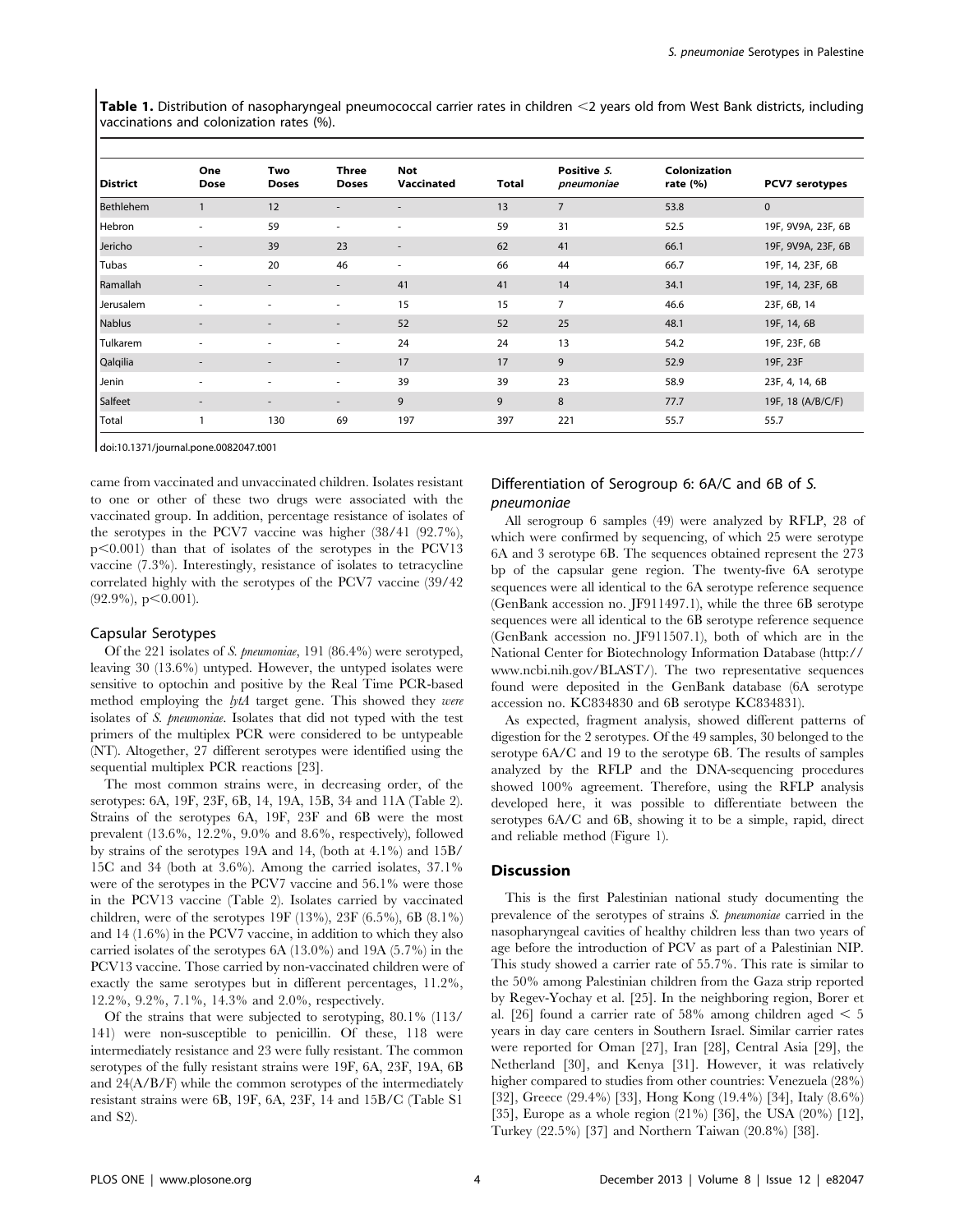**Table 1.** Distribution of nasopharyngeal pneumococcal carrier rates in children <2 years old from West Bank districts, including vaccinations and colonization rates (%).

| District | One Dose | Two Doses | Three Doses | Not Vaccinated | Total | Positive *S. pneumoniae* | Colonization rate (%) | PCV7 serotypes |
|---|---|---|---|---|---|---|---|---|
| Bethlehem | 1 | 12 | - | - | 13 | 7 | 53.8 | 0 |
| Hebron | - | 59 | - | - | 59 | 31 | 52.5 | 19F, 9V9A, 23F, 6B |
| Jericho | - | 39 | 23 | - | 62 | 41 | 66.1 | 19F, 9V9A, 23F, 6B |
| Tubas | - | 20 | 46 | - | 66 | 44 | 66.7 | 19F, 14, 23F, 6B |
| Ramallah | - | - | - | 41 | 41 | 14 | 34.1 | 19F, 14, 23F, 6B |
| Jerusalem | - | - | - | 15 | 15 | 7 | 46.6 | 23F, 6B, 14 |
| Nablus | - | - | - | 52 | 52 | 25 | 48.1 | 19F, 14, 6B |
| Tulkarem | - | - | - | 24 | 24 | 13 | 54.2 | 19F, 23F, 6B |
| Qalqilia | - | - | - | 17 | 17 | 9 | 52.9 | 19F, 23F |
| Jenin | - | - | - | 39 | 39 | 23 | 58.9 | 23F, 4, 14, 6B |
| Salfeet | - | - | - | 9 | 9 | 8 | 77.7 | 19F, 18 (A/B/C/F) |
| Total | 1 | 130 | 69 | 197 | 397 | 221 | 55.7 | 55.7 |

doi:10.1371/journal.pone.0082047.t001

came from vaccinated and unvaccinated children. Isolates resistant to one or other of these two drugs were associated with the vaccinated group. In addition, percentage resistance of isolates of the serotypes in the PCV7 vaccine was higher (38/41 (92.7%), $p<0.001$) than that of isolates of the serotypes in the PCV13 vaccine (7.3%). Interestingly, resistance of isolates to tetracycline correlated highly with the serotypes of the PCV7 vaccine (39/42 (92.9%), $p<0.001$).

### Capsular Serotypes

Of the 221 isolates of *S. pneumoniae*, 191 (86.4%) were serotyped, leaving 30 (13.6%) untyped. However, the untyped isolates were sensitive to optochin and positive by the Real Time PCR-based method employing the *lytA* target gene. This showed they *were* isolates of *S. pneumoniae*. Isolates that did not typed with the test primers of the multiplex PCR were considered to be untypeable (NT). Altogether, 27 different serotypes were identified using the sequential multiplex PCR reactions [23].

The most common strains were, in decreasing order, of the serotypes: 6A, 19F, 23F, 6B, 14, 19A, 15B, 34 and 11A (Table 2). Strains of the serotypes 6A, 19F, 23F and 6B were the most prevalent (13.6%, 12.2%, 9.0% and 8.6%, respectively), followed by strains of the serotypes 19A and 14, (both at 4.1%) and 15B/15C and 34 (both at 3.6%). Among the carried isolates, 37.1% were of the serotypes in the PCV7 vaccine and 56.1% were those in the PCV13 vaccine (Table 2). Isolates carried by vaccinated children, were of the serotypes 19F (13%), 23F (6.5%), 6B (8.1%) and 14 (1.6%) in the PCV7 vaccine, in addition to which they also carried isolates of the serotypes 6A (13.0%) and 19A (5.7%) in the PCV13 vaccine. Those carried by non-vaccinated children were of exactly the same serotypes but in different percentages, 11.2%, 12.2%, 9.2%, 7.1%, 14.3% and 2.0%, respectively.

Of the strains that were subjected to serotyping, 80.1% (113/141) were non-susceptible to penicillin. Of these, 118 were intermediately resistance and 23 were fully resistant. The common serotypes of the fully resistant strains were 19F, 6A, 23F, 19A, 6B and 24(A/B/F) while the common serotypes of the intermediately resistant strains were 6B, 19F, 6A, 23F, 14 and 15B/C (Table S1 and S2).

### Differentiation of Serogroup 6: 6A/C and 6B of *S. pneumoniae*

All serogroup 6 samples (49) were analyzed by RFLP, 28 of which were confirmed by sequencing, of which 25 were serotype 6A and 3 serotype 6B. The sequences obtained represent the 273 bp of the capsular gene region. The twenty-five 6A serotype sequences were all identical to the 6A serotype reference sequence (GenBank accession no. JF911497.1), while the three 6B serotype sequences were all identical to the 6B serotype reference sequence (GenBank accession no. JF911507.1), both of which are in the National Center for Biotechnology Information Database (http://www.ncbi.nih.gov/BLAST/). The two representative sequences found were deposited in the GenBank database (6A serotype accession no. KC834830 and 6B serotype KC834831).

As expected, fragment analysis, showed different patterns of digestion for the 2 serotypes. Of the 49 samples, 30 belonged to the serotype 6A/C and 19 to the serotype 6B. The results of samples analyzed by the RFLP and the DNA-sequencing procedures showed 100% agreement. Therefore, using the RFLP analysis developed here, it was possible to differentiate between the serotypes 6A/C and 6B, showing it to be a simple, rapid, direct and reliable method (Figure 1).

## Discussion

This is the first Palestinian national study documenting the prevalence of the serotypes of strains *S. pneumoniae* carried in the nasopharyngeal cavities of healthy children less than two years of age before the introduction of PCV as part of a Palestinian NIP. This study showed a carrier rate of 55.7%. This rate is similar to the 50% among Palestinian children from the Gaza strip reported by Regev-Yochay et al. [25]. In the neighboring region, Borer et al. [26] found a carrier rate of 58% among children aged < 5 years in day care centers in Southern Israel. Similar carrier rates were reported for Oman [27], Iran [28], Central Asia [29], the Netherland [30], and Kenya [31]. However, it was relatively higher compared to studies from other countries: Venezuela (28%) [32], Greece (29.4%) [33], Hong Kong (19.4%) [34], Italy (8.6%) [35], Europe as a whole region (21%) [36], the USA (20%) [12], Turkey (22.5%) [37] and Northern Taiwan (20.8%) [38].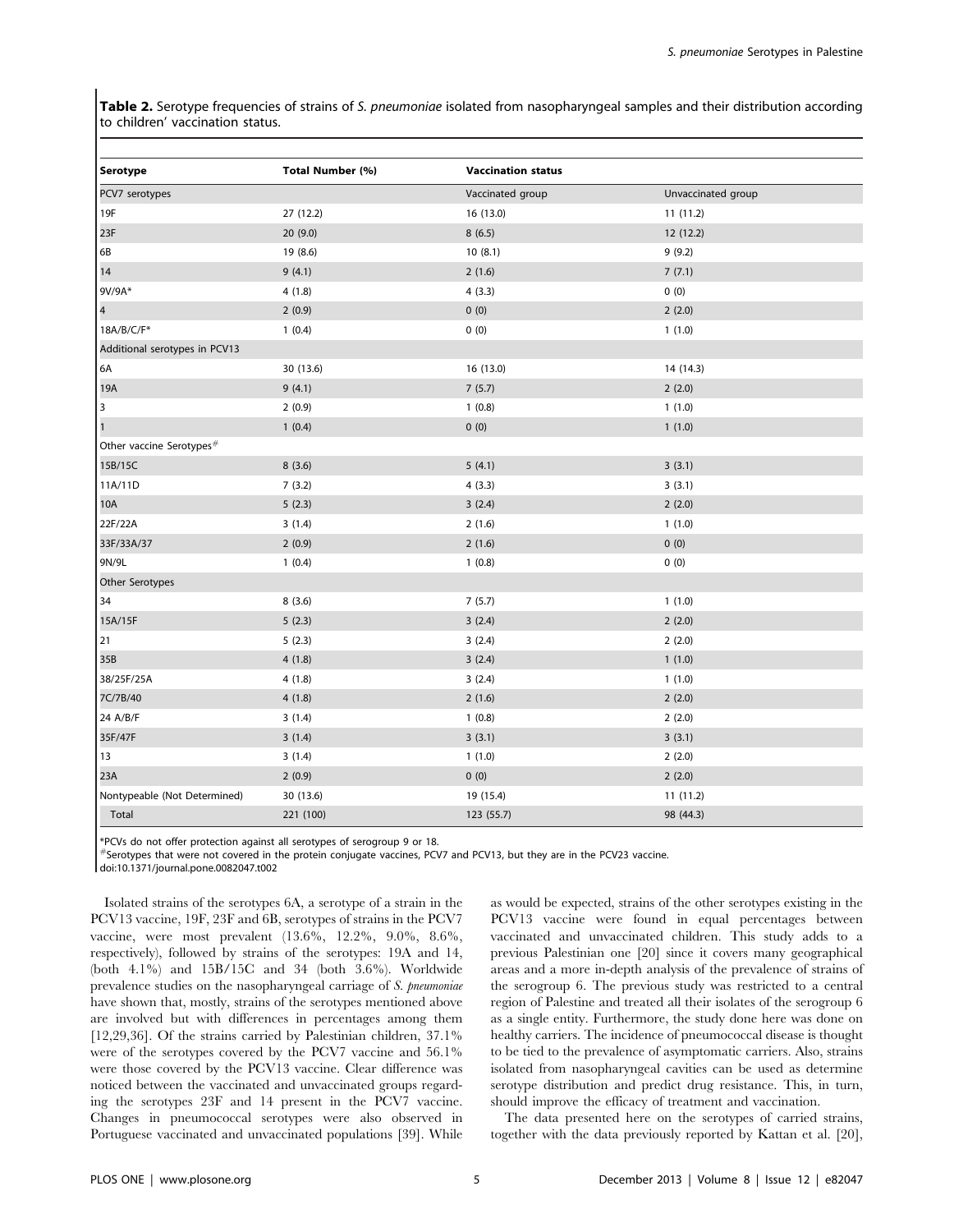**Table 2.** Serotype frequencies of strains of *S. pneumoniae* isolated from nasopharyngeal samples and their distribution according to children' vaccination status.

| Serotype | Total Number (%) | Vaccination status | |
|---|---|---|---|
| PCV7 serotypes | | Vaccinated group | Unvaccinated group |
| 19F | 27 (12.2) | 16 (13.0) | 11 (11.2) |
| 23F | 20 (9.0) | 8 (6.5) | 12 (12.2) |
| 6B | 19 (8.6) | 10 (8.1) | 9 (9.2) |
| 14 | 9 (4.1) | 2 (1.6) | 7 (7.1) |
| 9V/9A* | 4 (1.8) | 4 (3.3) | 0 (0) |
| 4 | 2 (0.9) | 0 (0) | 2 (2.0) |
| 18A/B/C/F* | 1 (0.4) | 0 (0) | 1 (1.0) |
| Additional serotypes in PCV13 | | | |
| 6A | 30 (13.6) | 16 (13.0) | 14 (14.3) |
| 19A | 9 (4.1) | 7 (5.7) | 2 (2.0) |
| 3 | 2 (0.9) | 1 (0.8) | 1 (1.0) |
| 1 | 1 (0.4) | 0 (0) | 1 (1.0) |
| Other vaccine Serotypes# | | | |
| 15B/15C | 8 (3.6) | 5 (4.1) | 3 (3.1) |
| 11A/11D | 7 (3.2) | 4 (3.3) | 3 (3.1) |
| 10A | 5 (2.3) | 3 (2.4) | 2 (2.0) |
| 22F/22A | 3 (1.4) | 2 (1.6) | 1 (1.0) |
| 33F/33A/37 | 2 (0.9) | 2 (1.6) | 0 (0) |
| 9N/9L | 1 (0.4) | 1 (0.8) | 0 (0) |
| Other Serotypes | | | |
| 34 | 8 (3.6) | 7 (5.7) | 1 (1.0) |
| 15A/15F | 5 (2.3) | 3 (2.4) | 2 (2.0) |
| 21 | 5 (2.3) | 3 (2.4) | 2 (2.0) |
| 35B | 4 (1.8) | 3 (2.4) | 1 (1.0) |
| 38/25F/25A | 4 (1.8) | 3 (2.4) | 1 (1.0) |
| 7C/7B/40 | 4 (1.8) | 2 (1.6) | 2 (2.0) |
| 24 A/B/F | 3 (1.4) | 1 (0.8) | 2 (2.0) |
| 35F/47F | 3 (1.4) | 3 (3.1) | 3 (3.1) |
| 13 | 3 (1.4) | 1 (1.0) | 2 (2.0) |
| 23A | 2 (0.9) | 0 (0) | 2 (2.0) |
| Nontypeable (Not Determined) | 30 (13.6) | 19 (15.4) | 11 (11.2) |
| Total | 221 (100) | 123 (55.7) | 98 (44.3) |

*PCVs do not offer protection against all serotypes of serogroup 9 or 18.
#Serotypes that were not covered in the protein conjugate vaccines, PCV7 and PCV13, but they are in the PCV23 vaccine.
doi:10.1371/journal.pone.0082047.t002

Isolated strains of the serotypes 6A, a serotype of a strain in the PCV13 vaccine, 19F, 23F and 6B, serotypes of strains in the PCV7 vaccine, were most prevalent (13.6%, 12.2%, 9.0%, 8.6%, respectively), followed by strains of the serotypes: 19A and 14, (both 4.1%) and 15B/15C and 34 (both 3.6%). Worldwide prevalence studies on the nasopharyngeal carriage of *S. pneumoniae* have shown that, mostly, strains of the serotypes mentioned above are involved but with differences in percentages among them [12,29,36]. Of the strains carried by Palestinian children, 37.1% were of the serotypes covered by the PCV7 vaccine and 56.1% were those covered by the PCV13 vaccine. Clear difference was noticed between the vaccinated and unvaccinated groups regarding the serotypes 23F and 14 present in the PCV7 vaccine. Changes in pneumococcal serotypes were also observed in Portuguese vaccinated and unvaccinated populations [39]. While as would be expected, strains of the other serotypes existing in the PCV13 vaccine were found in equal percentages between vaccinated and unvaccinated children. This study adds to a previous Palestinian one [20] since it covers many geographical areas and a more in-depth analysis of the prevalence of strains of the serogroup 6. The previous study was restricted to a central region of Palestine and treated all their isolates of the serogroup 6 as a single entity. Furthermore, the study done here was done on healthy carriers. The incidence of pneumococcal disease is thought to be tied to the prevalence of asymptomatic carriers. Also, strains isolated from nasopharyngeal cavities can be used as determine serotype distribution and predict drug resistance. This, in turn, should improve the efficacy of treatment and vaccination.

The data presented here on the serotypes of carried strains, together with the data previously reported by Kattan et al. [20],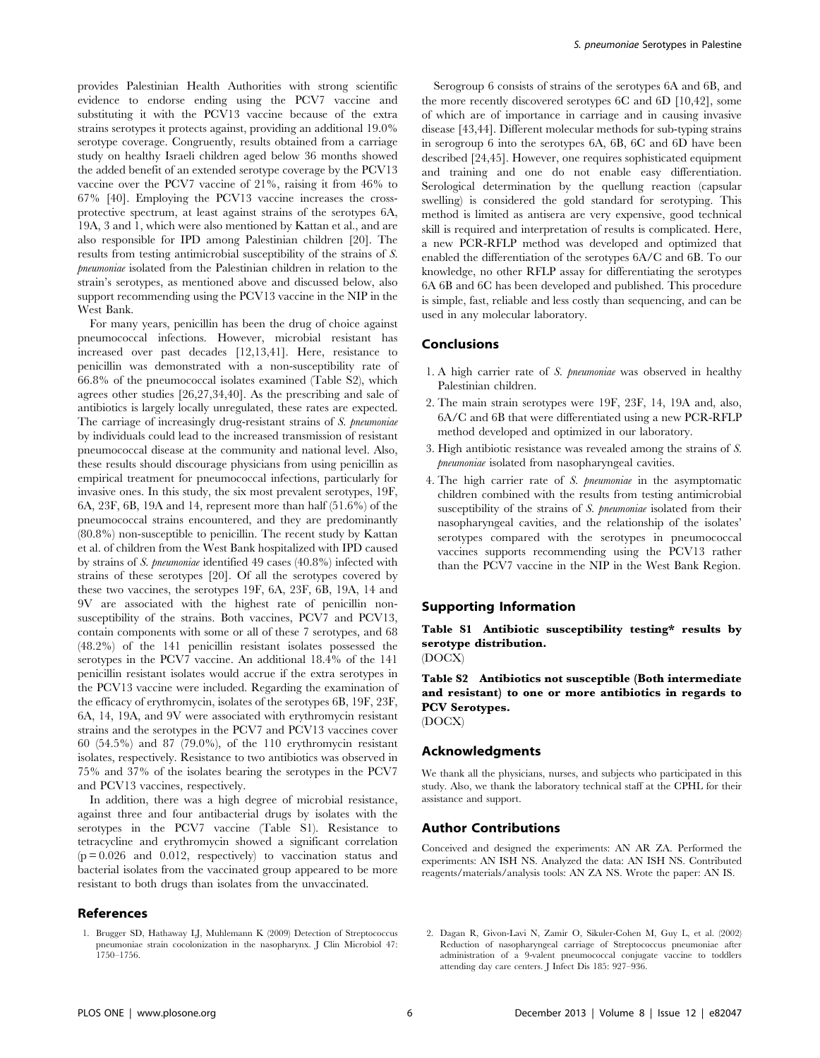provides Palestinian Health Authorities with strong scientific evidence to endorse ending using the PCV7 vaccine and substituting it with the PCV13 vaccine because of the extra strains serotypes it protects against, providing an additional 19.0% serotype coverage. Congruently, results obtained from a carriage study on healthy Israeli children aged below 36 months showed the added benefit of an extended serotype coverage by the PCV13 vaccine over the PCV7 vaccine of 21%, raising it from 46% to 67% [40]. Employing the PCV13 vaccine increases the cross-protective spectrum, at least against strains of the serotypes 6A, 19A, 3 and 1, which were also mentioned by Kattan et al., and are also responsible for IPD among Palestinian children [20]. The results from testing antimicrobial susceptibility of the strains of *S. pneumoniae* isolated from the Palestinian children in relation to the strain's serotypes, as mentioned above and discussed below, also support recommending using the PCV13 vaccine in the NIP in the West Bank.

For many years, penicillin has been the drug of choice against pneumococcal infections. However, microbial resistant has increased over past decades [12,13,41]. Here, resistance to penicillin was demonstrated with a non-susceptibility rate of 66.8% of the pneumococcal isolates examined (Table S2), which agrees other studies [26,27,34,40]. As the prescribing and sale of antibiotics is largely locally unregulated, these rates are expected. The carriage of increasingly drug-resistant strains of *S. pneumoniae* by individuals could lead to the increased transmission of resistant pneumococcal disease at the community and national level. Also, these results should discourage physicians from using penicillin as empirical treatment for pneumococcal infections, particularly for invasive ones. In this study, the six most prevalent serotypes, 19F, 6A, 23F, 6B, 19A and 14, represent more than half (51.6%) of the pneumococcal strains encountered, and they are predominantly (80.8%) non-susceptible to penicillin. The recent study by Kattan et al. of children from the West Bank hospitalized with IPD caused by strains of *S. pneumoniae* identified 49 cases (40.8%) infected with strains of these serotypes [20]. Of all the serotypes covered by these two vaccines, the serotypes 19F, 6A, 23F, 6B, 19A, 14 and 9V are associated with the highest rate of penicillin non-susceptibility of the strains. Both vaccines, PCV7 and PCV13, contain components with some or all of these 7 serotypes, and 68 (48.2%) of the 141 penicillin resistant isolates possessed the serotypes in the PCV7 vaccine. An additional 18.4% of the 141 penicillin resistant isolates would accrue if the extra serotypes in the PCV13 vaccine were included. Regarding the examination of the efficacy of erythromycin, isolates of the serotypes 6B, 19F, 23F, 6A, 14, 19A, and 9V were associated with erythromycin resistant strains and the serotypes in the PCV7 and PCV13 vaccines cover 60 (54.5%) and 87 (79.0%), of the 110 erythromycin resistant isolates, respectively. Resistance to two antibiotics was observed in 75% and 37% of the isolates bearing the serotypes in the PCV7 and PCV13 vaccines, respectively.

In addition, there was a high degree of microbial resistance, against three and four antibacterial drugs by isolates with the serotypes in the PCV7 vaccine (Table S1). Resistance to tetracycline and erythromycin showed a significant correlation ($p = 0.026$ and $0.012$, respectively) to vaccination status and bacterial isolates from the vaccinated group appeared to be more resistant to both drugs than isolates from the unvaccinated.

Serogroup 6 consists of strains of the serotypes 6A and 6B, and the more recently discovered serotypes 6C and 6D [10,42], some of which are of importance in carriage and in causing invasive disease [43,44]. Different molecular methods for sub-typing strains in serogroup 6 into the serotypes 6A, 6B, 6C and 6D have been described [24,45]. However, one requires sophisticated equipment and training and one do not enable easy differentiation. Serological determination by the quellung reaction (capsular swelling) is considered the gold standard for serotyping. This method is limited as antisera are very expensive, good technical skill is required and interpretation of results is complicated. Here, a new PCR-RFLP method was developed and optimized that enabled the differentiation of the serotypes 6A/C and 6B. To our knowledge, no other RFLP assay for differentiating the serotypes 6A 6B and 6C has been developed and published. This procedure is simple, fast, reliable and less costly than sequencing, and can be used in any molecular laboratory.

## Conclusions

1. A high carrier rate of *S. pneumoniae* was observed in healthy Palestinian children.
2. The main strain serotypes were 19F, 23F, 14, 19A and, also, 6A/C and 6B that were differentiated using a new PCR-RFLP method developed and optimized in our laboratory.
3. High antibiotic resistance was revealed among the strains of *S. pneumoniae* isolated from nasopharyngeal cavities.
4. The high carrier rate of *S. pneumoniae* in the asymptomatic children combined with the results from testing antimicrobial susceptibility of the strains of *S. pneumoniae* isolated from their nasopharyngeal cavities, and the relationship of the isolates' serotypes compared with the serotypes in pneumococcal vaccines supports recommending using the PCV13 rather than the PCV7 vaccine in the NIP in the West Bank Region.

## Supporting Information

**Table S1 Antibiotic susceptibility testing\* results by serotype distribution.**
(DOCX)

**Table S2 Antibiotics not susceptible (Both intermediate and resistant) to one or more antibiotics in regards to PCV Serotypes.**
(DOCX)

## Acknowledgments

We thank all the physicians, nurses, and subjects who participated in this study. Also, we thank the laboratory technical staff at the CPHL for their assistance and support.

## Author Contributions

Conceived and designed the experiments: AN AR ZA. Performed the experiments: AN ISH NS. Analyzed the data: AN ISH NS. Contributed reagents/materials/analysis tools: AN ZA NS. Wrote the paper: AN IS.

## References

1. Brugger SD, Hathaway LJ, Muhlemann K (2009) Detection of Streptococcus pneumoniae strain cocolonization in the nasopharynx. J Clin Microbiol 47: 1750–1756.
2. Dagan R, Givon-Lavi N, Zamir O, Sikuler-Cohen M, Guy L, et al. (2002) Reduction of nasopharyngeal carriage of Streptococcus pneumoniae after administration of a 9-valent pneumococcal conjugate vaccine to toddlers attending day care centers. J Infect Dis 185: 927–936.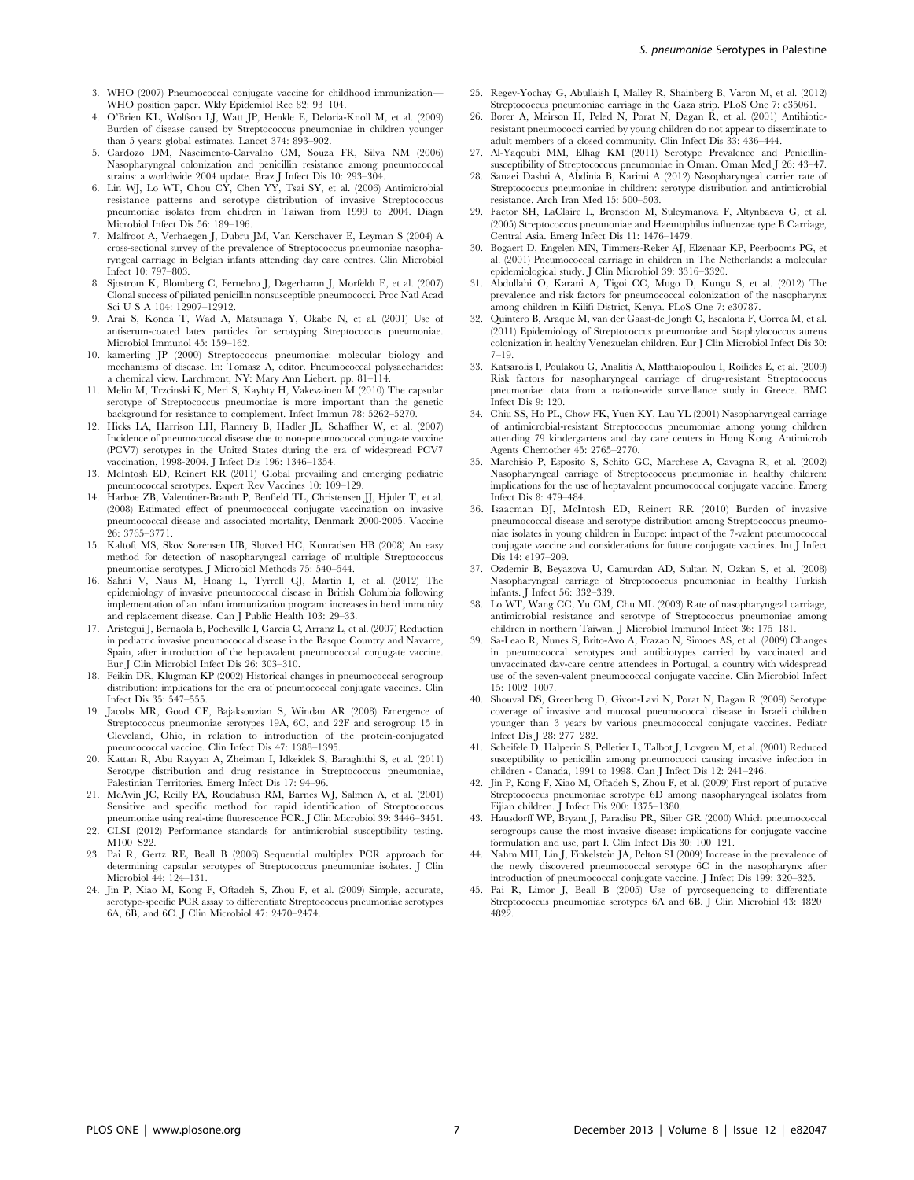3. WHO (2007) Pneumococcal conjugate vaccine for childhood immunization—WHO position paper. Wkly Epidemiol Rec 82: 93–104.
4. O'Brien KL, Wolfson LJ, Watt JP, Henkle E, Deloria-Knoll M, et al. (2009) Burden of disease caused by Streptococcus pneumoniae in children younger than 5 years: global estimates. Lancet 374: 893–902.
5. Cardozo DM, Nascimento-Carvalho CM, Souza FR, Silva NM (2006) Nasopharyngeal colonization and penicillin resistance among pneumococcal strains: a worldwide 2004 update. Braz J Infect Dis 10: 293–304.
6. Lin WJ, Lo WT, Chou CY, Chen YY, Tsai SY, et al. (2006) Antimicrobial resistance patterns and serotype distribution of invasive Streptococcus pneumoniae isolates from children in Taiwan from 1999 to 2004. Diagn Microbiol Infect Dis 56: 189–196.
7. Malfroot A, Verhaegen J, Dubru JM, Van Kerschaver E, Leyman S (2004) A cross-sectional survey of the prevalence of Streptococcus pneumoniae nasopharyngeal carriage in Belgian infants attending day care centres. Clin Microbiol Infect 10: 797–803.
8. Sjostrom K, Blomberg C, Fernebro J, Dagerhamn J, Morfeldt E, et al. (2007) Clonal success of piliated penicillin nonsusceptible pneumococci. Proc Natl Acad Sci U S A 104: 12907–12912.
9. Arai S, Konda T, Wad A, Matsunaga Y, Okabe N, et al. (2001) Use of antiserum-coated latex particles for serotyping Streptococcus pneumoniae. Microbiol Immunol 45: 159–162.
10. kamerling JP (2000) Streptococcus pneumoniae: molecular biology and mechanisms of disease. In: Tomasz A, editor. Pneumococcal polysaccharides: a chemical view. Larchmont, NY: Mary Ann Liebert. pp. 81–114.
11. Melin M, Trzcinski K, Meri S, Kayhty H, Vakevainen M (2010) The capsular serotype of Streptococcus pneumoniae is more important than the genetic background for resistance to complement. Infect Immun 78: 5262–5270.
12. Hicks LA, Harrison LH, Flannery B, Hadler JL, Schaffner W, et al. (2007) Incidence of pneumococcal disease due to non-pneumococcal conjugate vaccine (PCV7) serotypes in the United States during the era of widespread PCV7 vaccination, 1998-2004. J Infect Dis 196: 1346–1354.
13. McIntosh ED, Reinert RR (2011) Global prevailing and emerging pediatric pneumococcal serotypes. Expert Rev Vaccines 10: 109–129.
14. Harboe ZB, Valentiner-Branth P, Benfield TL, Christensen JJ, Hjuler T, et al. (2008) Estimated effect of pneumococcal conjugate vaccination on invasive pneumococcal disease and associated mortality, Denmark 2000-2005. Vaccine 26: 3765–3771.
15. Kaltoft MS, Skov Sorensen UB, Slotved HC, Konradsen HB (2008) An easy method for detection of nasopharyngeal carriage of multiple Streptococcus pneumoniae serotypes. J Microbiol Methods 75: 540–544.
16. Sahni V, Naus M, Hoang L, Tyrrell GJ, Martin I, et al. (2012) The epidemiology of invasive pneumococcal disease in British Columbia following implementation of an infant immunization program: increases in herd immunity and replacement disease. Can J Public Health 103: 29–33.
17. Aristegui J, Bernaola E, Pocheville I, Garcia C, Arranz L, et al. (2007) Reduction in pediatric invasive pneumococcal disease in the Basque Country and Navarre, Spain, after introduction of the heptavalent pneumococcal conjugate vaccine. Eur J Clin Microbiol Infect Dis 26: 303–310.
18. Feikin DR, Klugman KP (2002) Historical changes in pneumococcal serogroup distribution: implications for the era of pneumococcal conjugate vaccines. Clin Infect Dis 35: 547–555.
19. Jacobs MR, Good CE, Bajaksouzian S, Windau AR (2008) Emergence of Streptococcus pneumoniae serotypes 19A, 6C, and 22F and serogroup 15 in Cleveland, Ohio, in relation to introduction of the protein-conjugated pneumococcal vaccine. Clin Infect Dis 47: 1388–1395.
20. Kattan R, Abu Rayyan A, Zheiman I, Idkeidek S, Baraghithi S, et al. (2011) Serotype distribution and drug resistance in Streptococcus pneumoniae, Palestinian Territories. Emerg Infect Dis 17: 94–96.
21. McAvin JC, Reilly PA, Roudabush RM, Barnes WJ, Salmen A, et al. (2001) Sensitive and specific method for rapid identification of Streptococcus pneumoniae using real-time fluorescence PCR. J Clin Microbiol 39: 3446–3451.
22. CLSI (2012) Performance standards for antimicrobial susceptibility testing. M100–S22.
23. Pai R, Gertz RE, Beall B (2006) Sequential multiplex PCR approach for determining capsular serotypes of Streptococcus pneumoniae isolates. J Clin Microbiol 44: 124–131.
24. Jin P, Xiao M, Kong F, Oftadeh S, Zhou F, et al. (2009) Simple, accurate, serotype-specific PCR assay to differentiate Streptococcus pneumoniae serotypes 6A, 6B, and 6C. J Clin Microbiol 47: 2470–2474.
25. Regev-Yochay G, Abullaish I, Malley R, Shainberg B, Varon M, et al. (2012) Streptococcus pneumoniae carriage in the Gaza strip. PLoS One 7: e35061.
26. Borer A, Meirson H, Peled N, Porat N, Dagan R, et al. (2001) Antibiotic-resistant pneumococci carried by young children do not appear to disseminate to adult members of a closed community. Clin Infect Dis 33: 436–444.
27. Al-Yaqoubi MM, Elhag KM (2011) Serotype Prevalence and Penicillin-susceptibility of Streptococcus pneumoniae in Oman. Oman Med J 26: 43–47.
28. Sanaei Dashti A, Abdinia B, Karimi A (2012) Nasopharyngeal carrier rate of Streptococcus pneumoniae in children: serotype distribution and antimicrobial resistance. Arch Iran Med 15: 500–503.
29. Factor SH, LaClaire L, Bronsdon M, Suleymanova F, Altynbaeva G, et al. (2005) Streptococcus pneumoniae and Haemophilus influenzae type B Carriage, Central Asia. Emerg Infect Dis 11: 1476–1479.
30. Bogaert D, Engelen MN, Timmers-Reker AJ, Elzenaar KP, Peerbooms PG, et al. (2001) Pneumococcal carriage in children in The Netherlands: a molecular epidemiological study. J Clin Microbiol 39: 3316–3320.
31. Abdullahi O, Karani A, Tigoi CC, Mugo D, Kungu S, et al. (2012) The prevalence and risk factors for pneumococcal colonization of the nasopharynx among children in Kilifi District, Kenya. PLoS One 7: e30787.
32. Quintero B, Araque M, van der Gaast-de Jongh C, Escalona F, Correa M, et al. (2011) Epidemiology of Streptococcus pneumoniae and Staphylococcus aureus colonization in healthy Venezuelan children. Eur J Clin Microbiol Infect Dis 30: 7–19.
33. Katsarolis I, Poulakou G, Analitis A, Matthaiopoulou I, Roilides E, et al. (2009) Risk factors for nasopharyngeal carriage of drug-resistant Streptococcus pneumoniae: data from a nation-wide surveillance study in Greece. BMC Infect Dis 9: 120.
34. Chiu SS, Ho PL, Chow FK, Yuen KY, Lau YL (2001) Nasopharyngeal carriage of antimicrobial-resistant Streptococcus pneumoniae among young children attending 79 kindergartens and day care centers in Hong Kong. Antimicrob Agents Chemother 45: 2765–2770.
35. Marchisio P, Esposito S, Schito GC, Marchese A, Cavagna R, et al. (2002) Nasopharyngeal carriage of Streptococcus pneumoniae in healthy children: implications for the use of heptavalent pneumococcal conjugate vaccine. Emerg Infect Dis 8: 479–484.
36. Isaacman DJ, McIntosh ED, Reinert RR (2010) Burden of invasive pneumococcal disease and serotype distribution among Streptococcus pneumoniae isolates in young children in Europe: impact of the 7-valent pneumococcal conjugate vaccine and considerations for future conjugate vaccines. Int J Infect Dis 14: e197–209.
37. Ozdemir B, Beyazova U, Camurdan AD, Sultan N, Ozkan S, et al. (2008) Nasopharyngeal carriage of Streptococcus pneumoniae in healthy Turkish infants. J Infect 56: 332–339.
38. Lo WT, Wang CC, Yu CM, Chu ML (2003) Rate of nasopharyngeal carriage, antimicrobial resistance and serotype of Streptococcus pneumoniae among children in northern Taiwan. J Microbiol Immunol Infect 36: 175–181.
39. Sa-Leao R, Nunes S, Brito-Avo A, Frazao N, Simoes AS, et al. (2009) Changes in pneumococcal serotypes and antibiotypes carried by vaccinated and unvaccinated day-care centre attendees in Portugal, a country with widespread use of the seven-valent pneumococcal conjugate vaccine. Clin Microbiol Infect 15: 1002–1007.
40. Shouval DS, Greenberg D, Givon-Lavi N, Porat N, Dagan R (2009) Serotype coverage of invasive and mucosal pneumococcal disease in Israeli children younger than 3 years by various pneumococcal conjugate vaccines. Pediatr Infect Dis J 28: 277–282.
41. Scheifele D, Halperin S, Pelletier L, Talbot J, Lovgren M, et al. (2001) Reduced susceptibility to penicillin among pneumococci causing invasive infection in children - Canada, 1991 to 1998. Can J Infect Dis 12: 241–246.
42. Jin P, Kong F, Xiao M, Oftadeh S, Zhou F, et al. (2009) First report of putative Streptococcus pneumoniae serotype 6D among nasopharyngeal isolates from Fijian children. J Infect Dis 200: 1375–1380.
43. Hausdorff WP, Bryant J, Paradiso PR, Siber GR (2000) Which pneumococcal serogroups cause the most invasive disease: implications for conjugate vaccine formulation and use, part I. Clin Infect Dis 30: 100–121.
44. Nahm MH, Lin J, Finkelstein JA, Pelton SI (2009) Increase in the prevalence of the newly discovered pneumococcal serotype 6C in the nasopharynx after introduction of pneumococcal conjugate vaccine. J Infect Dis 199: 320–325.
45. Pai R, Limor J, Beall B (2005) Use of pyrosequencing to differentiate Streptococcus pneumoniae serotypes 6A and 6B. J Clin Microbiol 43: 4820–4822.